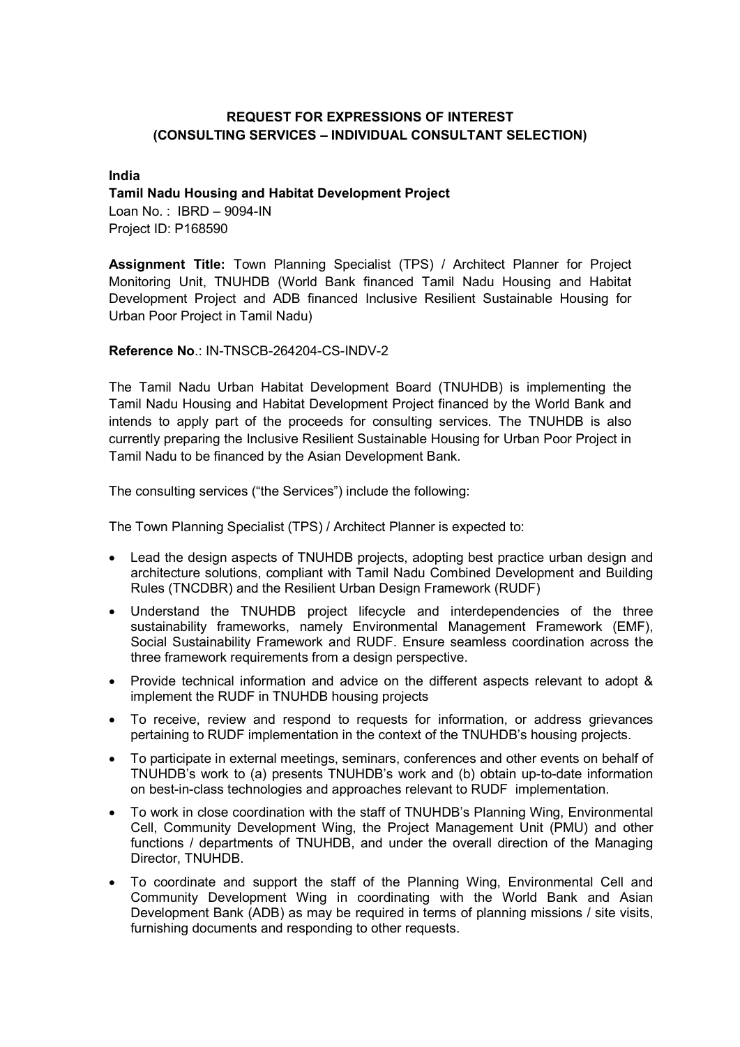# REQUEST FOR EXPRESSIONS OF INTEREST
## (CONSULTING SERVICES – INDIVIDUAL CONSULTANT SELECTION)

**India**
**Tamil Nadu Housing and Habitat Development Project**
Loan No. : IBRD – 9094-IN
Project ID: P168590

**Assignment Title:** Town Planning Specialist (TPS) / Architect Planner for Project Monitoring Unit, TNUHDB (World Bank financed Tamil Nadu Housing and Habitat Development Project and ADB financed Inclusive Resilient Sustainable Housing for Urban Poor Project in Tamil Nadu)

**Reference No**.: IN-TNSCB-264204-CS-INDV-2

The Tamil Nadu Urban Habitat Development Board (TNUHDB) is implementing the Tamil Nadu Housing and Habitat Development Project financed by the World Bank and intends to apply part of the proceeds for consulting services. The TNUHDB is also currently preparing the Inclusive Resilient Sustainable Housing for Urban Poor Project in Tamil Nadu to be financed by the Asian Development Bank.

The consulting services ("the Services") include the following:

The Town Planning Specialist (TPS) / Architect Planner is expected to:

- Lead the design aspects of TNUHDB projects, adopting best practice urban design and architecture solutions, compliant with Tamil Nadu Combined Development and Building Rules (TNCDBR) and the Resilient Urban Design Framework (RUDF)
- Understand the TNUHDB project lifecycle and interdependencies of the three sustainability frameworks, namely Environmental Management Framework (EMF), Social Sustainability Framework and RUDF. Ensure seamless coordination across the three framework requirements from a design perspective.
- Provide technical information and advice on the different aspects relevant to adopt & implement the RUDF in TNUHDB housing projects
- To receive, review and respond to requests for information, or address grievances pertaining to RUDF implementation in the context of the TNUHDB's housing projects.
- To participate in external meetings, seminars, conferences and other events on behalf of TNUHDB's work to (a) presents TNUHDB's work and (b) obtain up-to-date information on best-in-class technologies and approaches relevant to RUDF implementation.
- To work in close coordination with the staff of TNUHDB's Planning Wing, Environmental Cell, Community Development Wing, the Project Management Unit (PMU) and other functions / departments of TNUHDB, and under the overall direction of the Managing Director, TNUHDB.
- To coordinate and support the staff of the Planning Wing, Environmental Cell and Community Development Wing in coordinating with the World Bank and Asian Development Bank (ADB) as may be required in terms of planning missions / site visits, furnishing documents and responding to other requests.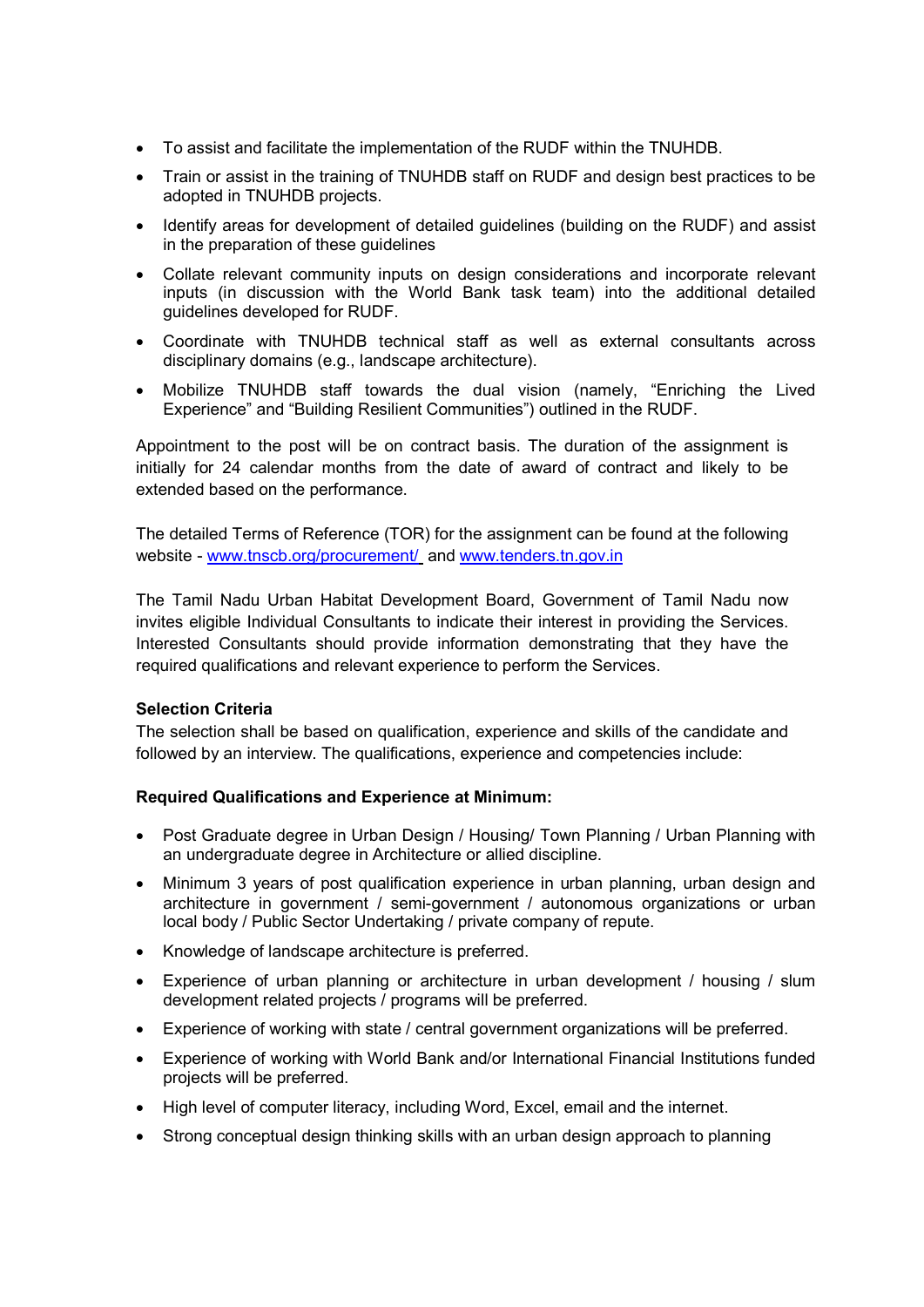- To assist and facilitate the implementation of the RUDF within the TNUHDB.
- Train or assist in the training of TNUHDB staff on RUDF and design best practices to be adopted in TNUHDB projects.
- Identify areas for development of detailed guidelines (building on the RUDF) and assist in the preparation of these guidelines
- Collate relevant community inputs on design considerations and incorporate relevant inputs (in discussion with the World Bank task team) into the additional detailed guidelines developed for RUDF.
- Coordinate with TNUHDB technical staff as well as external consultants across disciplinary domains (e.g., landscape architecture).
- Mobilize TNUHDB staff towards the dual vision (namely, "Enriching the Lived Experience" and "Building Resilient Communities") outlined in the RUDF.

Appointment to the post will be on contract basis. The duration of the assignment is initially for 24 calendar months from the date of award of contract and likely to be extended based on the performance.

The detailed Terms of Reference (TOR) for the assignment can be found at the following website - [www.tnscb.org/procurement/](www.tnscb.org/procurement/) and [www.tenders.tn.gov.in](www.tenders.tn.gov.in)

The Tamil Nadu Urban Habitat Development Board, Government of Tamil Nadu now invites eligible Individual Consultants to indicate their interest in providing the Services. Interested Consultants should provide information demonstrating that they have the required qualifications and relevant experience to perform the Services.

**Selection Criteria**

The selection shall be based on qualification, experience and skills of the candidate and followed by an interview. The qualifications, experience and competencies include:

**Required Qualifications and Experience at Minimum:**

- Post Graduate degree in Urban Design / Housing/ Town Planning / Urban Planning with an undergraduate degree in Architecture or allied discipline.
- Minimum 3 years of post qualification experience in urban planning, urban design and architecture in government / semi-government / autonomous organizations or urban local body / Public Sector Undertaking / private company of repute.
- Knowledge of landscape architecture is preferred.
- Experience of urban planning or architecture in urban development / housing / slum development related projects / programs will be preferred.
- Experience of working with state / central government organizations will be preferred.
- Experience of working with World Bank and/or International Financial Institutions funded projects will be preferred.
- High level of computer literacy, including Word, Excel, email and the internet.
- Strong conceptual design thinking skills with an urban design approach to planning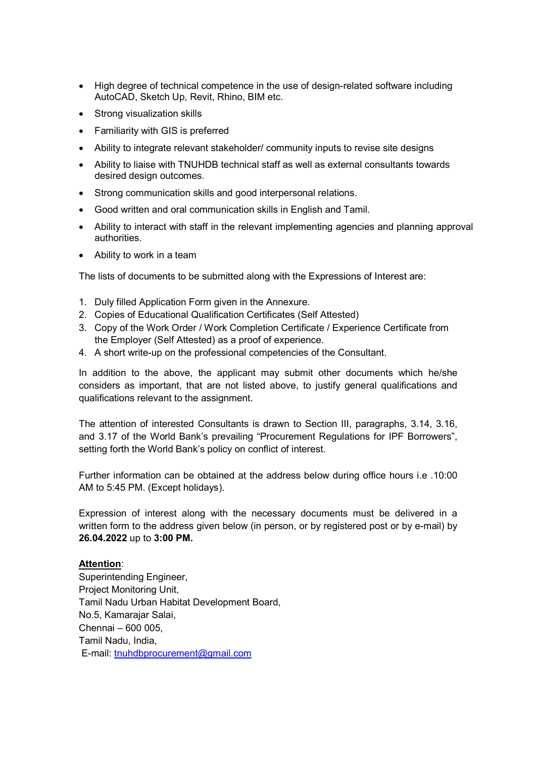- High degree of technical competence in the use of design-related software including AutoCAD, Sketch Up, Revit, Rhino, BIM etc.
- Strong visualization skills
- Familiarity with GIS is preferred
- Ability to integrate relevant stakeholder/ community inputs to revise site designs
- Ability to liaise with TNUHDB technical staff as well as external consultants towards desired design outcomes.
- Strong communication skills and good interpersonal relations.
- Good written and oral communication skills in English and Tamil.
- Ability to interact with staff in the relevant implementing agencies and planning approval authorities.
- Ability to work in a team

The lists of documents to be submitted along with the Expressions of Interest are:

1. Duly filled Application Form given in the Annexure.
2. Copies of Educational Qualification Certificates (Self Attested)
3. Copy of the Work Order / Work Completion Certificate / Experience Certificate from the Employer (Self Attested) as a proof of experience.
4. A short write-up on the professional competencies of the Consultant.

In addition to the above, the applicant may submit other documents which he/she considers as important, that are not listed above, to justify general qualifications and qualifications relevant to the assignment.

The attention of interested Consultants is drawn to Section III, paragraphs, 3.14, 3.16, and 3.17 of the World Bank's prevailing "Procurement Regulations for IPF Borrowers", setting forth the World Bank's policy on conflict of interest.

Further information can be obtained at the address below during office hours i.e .10:00 AM to 5:45 PM. (Except holidays).

Expression of interest along with the necessary documents must be delivered in a written form to the address given below (in person, or by registered post or by e-mail) by **26.04.2022** up to **3:00 PM.**

**Attention**:
Superintending Engineer,
Project Monitoring Unit,
Tamil Nadu Urban Habitat Development Board,
No.5, Kamarajar Salai,
Chennai – 600 005,
Tamil Nadu, India,
E-mail: tnuhdbprocurement@gmail.com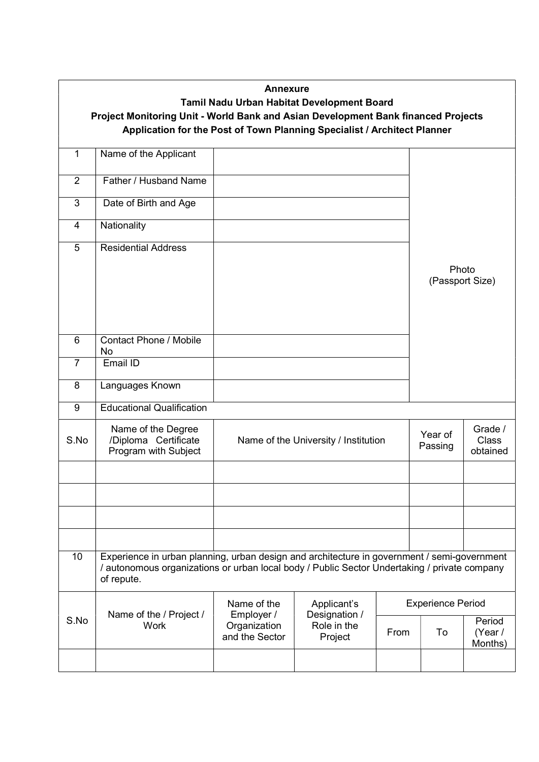**Annexure**

**Tamil Nadu Urban Habitat Development Board**

**Project Monitoring Unit - World Bank and Asian Development Bank financed Projects**

**Application for the Post of Town Planning Specialist / Architect Planner**

| | | | |
|---|---|---|---|
| 1 | Name of the Applicant | | Photo (Passport Size) |
| 2 | Father / Husband Name | | |
| 3 | Date of Birth and Age | | |
| 4 | Nationality | | |
| 5 | Residential Address | | |
| 6 | Contact Phone / Mobile No | | |
| 7 | Email ID | | |
| 8 | Languages Known | | |

**9. Educational Qualification**

| S.No | Name of the Degree /Diploma Certificate Program with Subject | Name of the University / Institution | Year of Passing | Grade / Class obtained |
|---|---|---|---|---|
| | | | | |
| | | | | |
| | | | | |
| | | | | |

**10.** Experience in urban planning, urban design and architecture in government / semi-government / autonomous organizations or urban local body / Public Sector Undertaking / private company of repute.

| S.No | Name of the / Project / Work | Name of the Employer / Organization and the Sector | Applicant's Designation / Role in the Project | Experience Period | | |
|---|---|---|---|---|---|---|
| | | | | From | To | Period (Year / Months) |
| | | | | | | |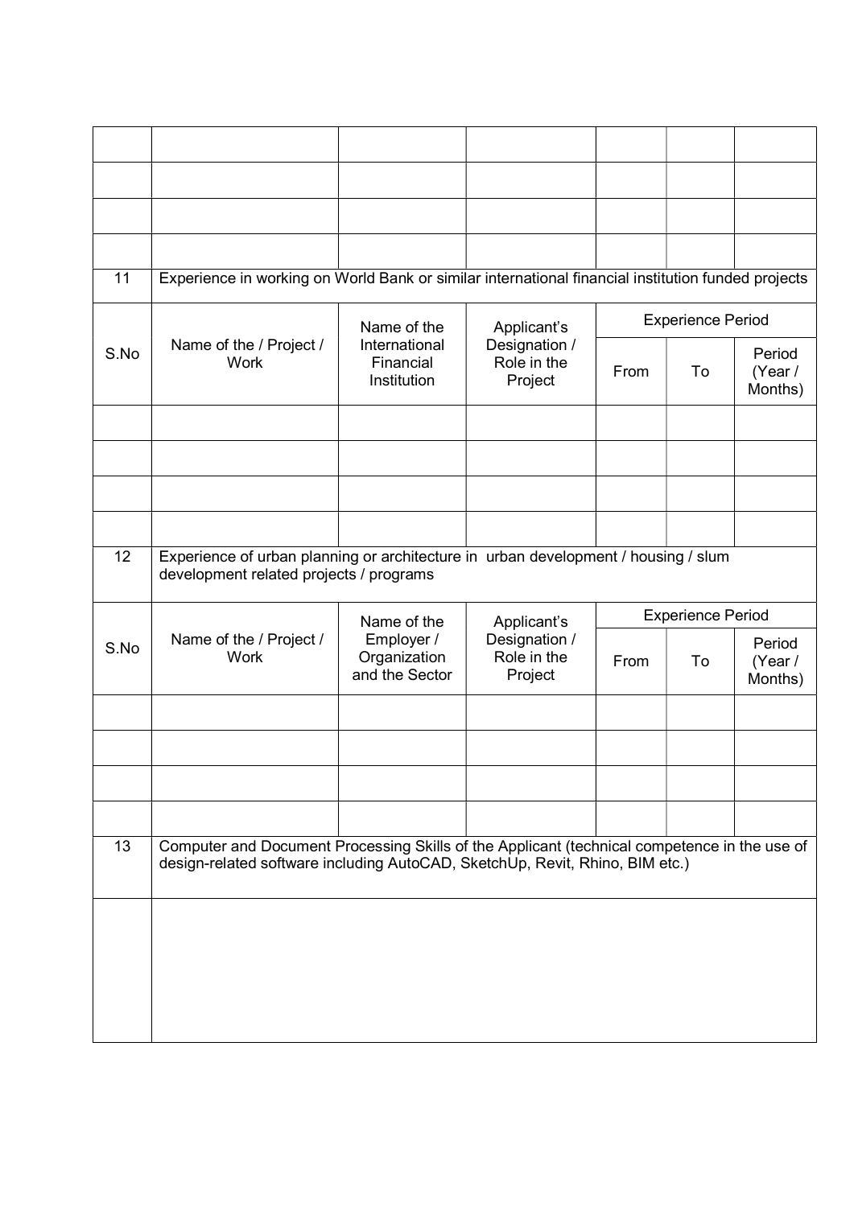| | | | | | | |
|---|---|---|---|---|---|---|
| | | | | | | |
| | | | | | | |
| | | | | | | |
| | | | | | | |

| 11 | Experience in working on World Bank or similar international financial institution funded projects | | | | | |
|---|---|---|---|---|---|---|
| S.No | Name of the / Project / Work | Name of the International Financial Institution | Applicant's Designation / Role in the Project | Experience Period | | |
| | | | | From | To | Period (Year / Months) |
| | | | | | | |
| | | | | | | |
| | | | | | | |
| | | | | | | |

| 12 | Experience of urban planning or architecture in urban development / housing / slum development related projects / programs | | | | | |
|---|---|---|---|---|---|---|
| S.No | Name of the / Project / Work | Name of the Employer / Organization and the Sector | Applicant's Designation / Role in the Project | Experience Period | | |
| | | | | From | To | Period (Year / Months) |
| | | | | | | |
| | | | | | | |
| | | | | | | |
| | | | | | | |

| 13 | Computer and Document Processing Skills of the Applicant (technical competence in the use of design-related software including AutoCAD, SketchUp, Revit, Rhino, BIM etc.) |
|---|---|
| | |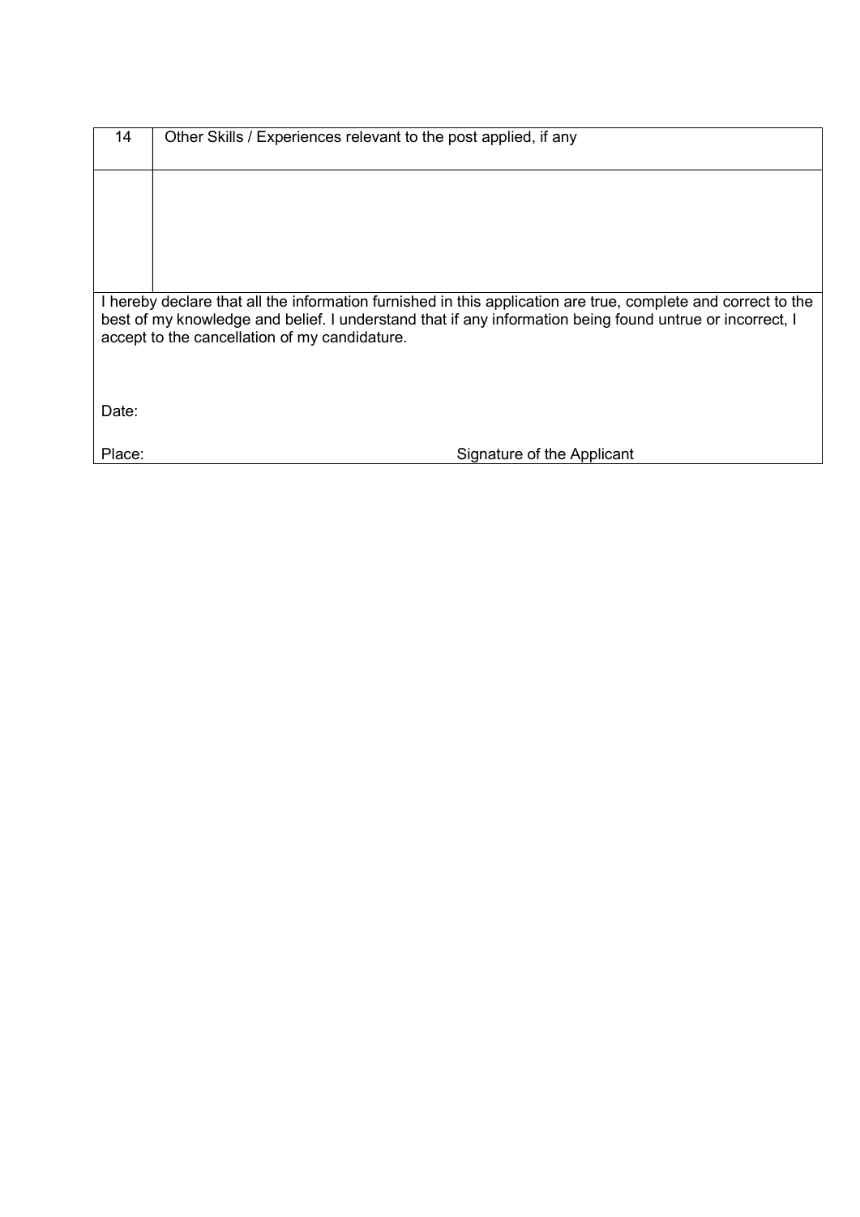| | |
|---|---|
| 14 | Other Skills / Experiences relevant to the post applied, if any |
| | |

I hereby declare that all the information furnished in this application are true, complete and correct to the best of my knowledge and belief. I understand that if any information being found untrue or incorrect, I accept to the cancellation of my candidature.

Date:

Place: Signature of the Applicant